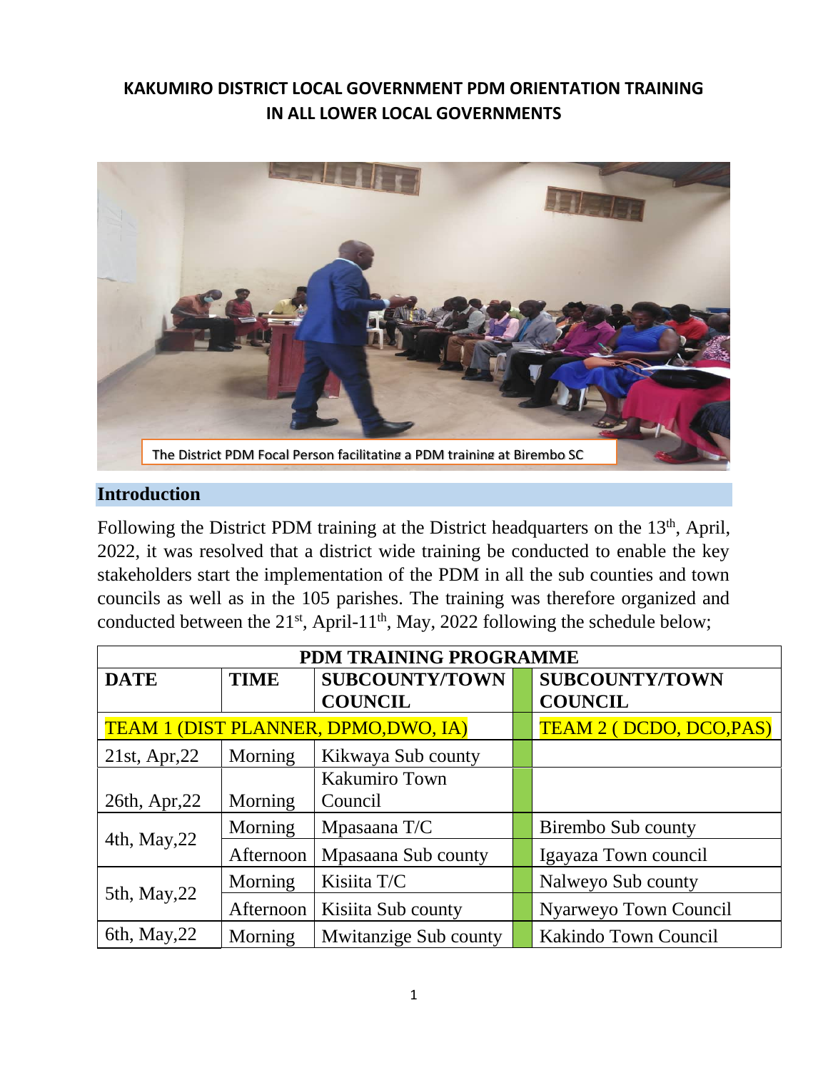# KAKUMIRO DISTRICT LOCAL GOVERNMENT PDM ORIENTATION TRAINING IN ALL LOWER LOCAL GOVERNMENTS

The District PDM Focal Person facilitating a PDM training at Birembo SC

## Introduction

Following the District PDM training at the District headquarters on the 13th, April, 2022, it was resolved that a district wide training be conducted to enable the key stakeholders start the implementation of the PDM in all the sub counties and town councils as well as in the 105 parishes. The training was therefore organized and conducted between the 21st, April-11th, May, 2022 following the schedule below;

| PDM TRAINING PROGRAMME | | | | |
|---|---|---|---|---|
| **DATE** | **TIME** | **SUBCOUNTY/TOWN COUNCIL** | | **SUBCOUNTY/TOWN COUNCIL** |
| TEAM 1 (DIST PLANNER, DPMO,DWO, IA) | | | | TEAM 2 ( DCDO, DCO,PAS) |
| 21st, Apr,22 | Morning | Kikwaya Sub county | | |
| 26th, Apr,22 | Morning | Kakumiro Town Council | | |
| 4th, May,22 | Morning | Mpasaana T/C | | Birembo Sub county |
| | Afternoon | Mpasaana Sub county | | Igayaza Town council |
| 5th, May,22 | Morning | Kisiita T/C | | Nalweyo Sub county |
| | Afternoon | Kisiita Sub county | | Nyarweyo Town Council |
| 6th, May,22 | Morning | Mwitanzige Sub county | | Kakindo Town Council |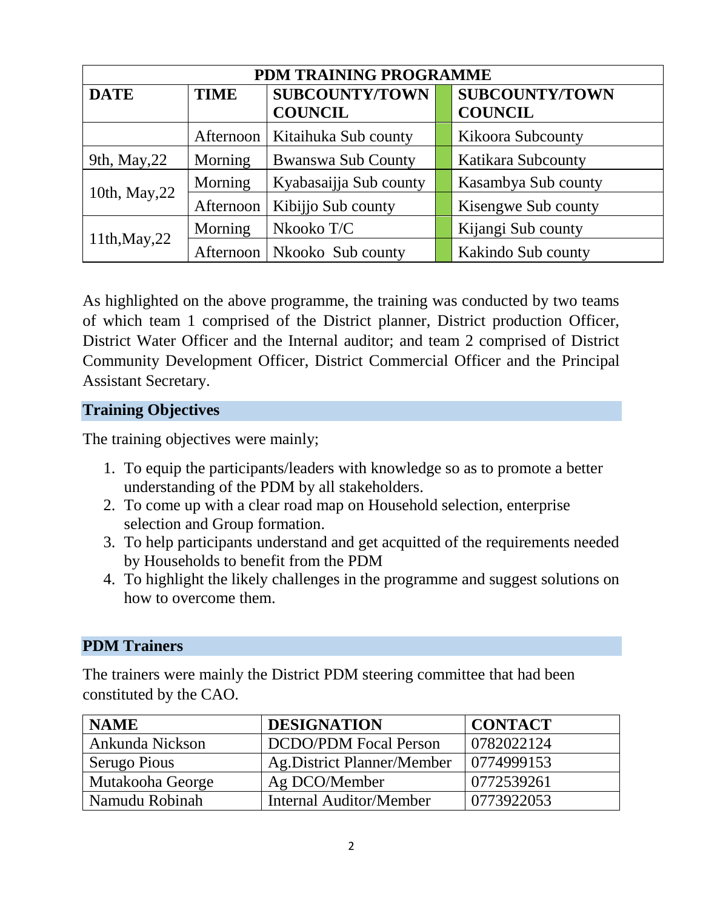| PDM TRAINING PROGRAMME | | | | |
|---|---|---|---|---|
| **DATE** | **TIME** | **SUBCOUNTY/TOWN COUNCIL** | | **SUBCOUNTY/TOWN COUNCIL** |
| | Afternoon | Kitaihuka Sub county | | Kikoora Subcounty |
| 9th, May,22 | Morning | Bwanswa Sub County | | Katikara Subcounty |
| 10th, May,22 | Morning | Kyabasaijja Sub county | | Kasambya Sub county |
| | Afternoon | Kibijjo Sub county | | Kisengwe Sub county |
| 11th,May,22 | Morning | Nkooko T/C | | Kijangi Sub county |
| | Afternoon | Nkooko Sub county | | Kakindo Sub county |

As highlighted on the above programme, the training was conducted by two teams of which team 1 comprised of the District planner, District production Officer, District Water Officer and the Internal auditor; and team 2 comprised of District Community Development Officer, District Commercial Officer and the Principal Assistant Secretary.

## Training Objectives

The training objectives were mainly;

1. To equip the participants/leaders with knowledge so as to promote a better understanding of the PDM by all stakeholders.
2. To come up with a clear road map on Household selection, enterprise selection and Group formation.
3. To help participants understand and get acquitted of the requirements needed by Households to benefit from the PDM
4. To highlight the likely challenges in the programme and suggest solutions on how to overcome them.

## PDM Trainers

The trainers were mainly the District PDM steering committee that had been constituted by the CAO.

| NAME | DESIGNATION | CONTACT |
|---|---|---|
| Ankunda Nickson | DCDO/PDM Focal Person | 0782022124 |
| Serugo Pious | Ag.District Planner/Member | 0774999153 |
| Mutakooha George | Ag DCO/Member | 0772539261 |
| Namudu Robinah | Internal Auditor/Member | 0773922053 |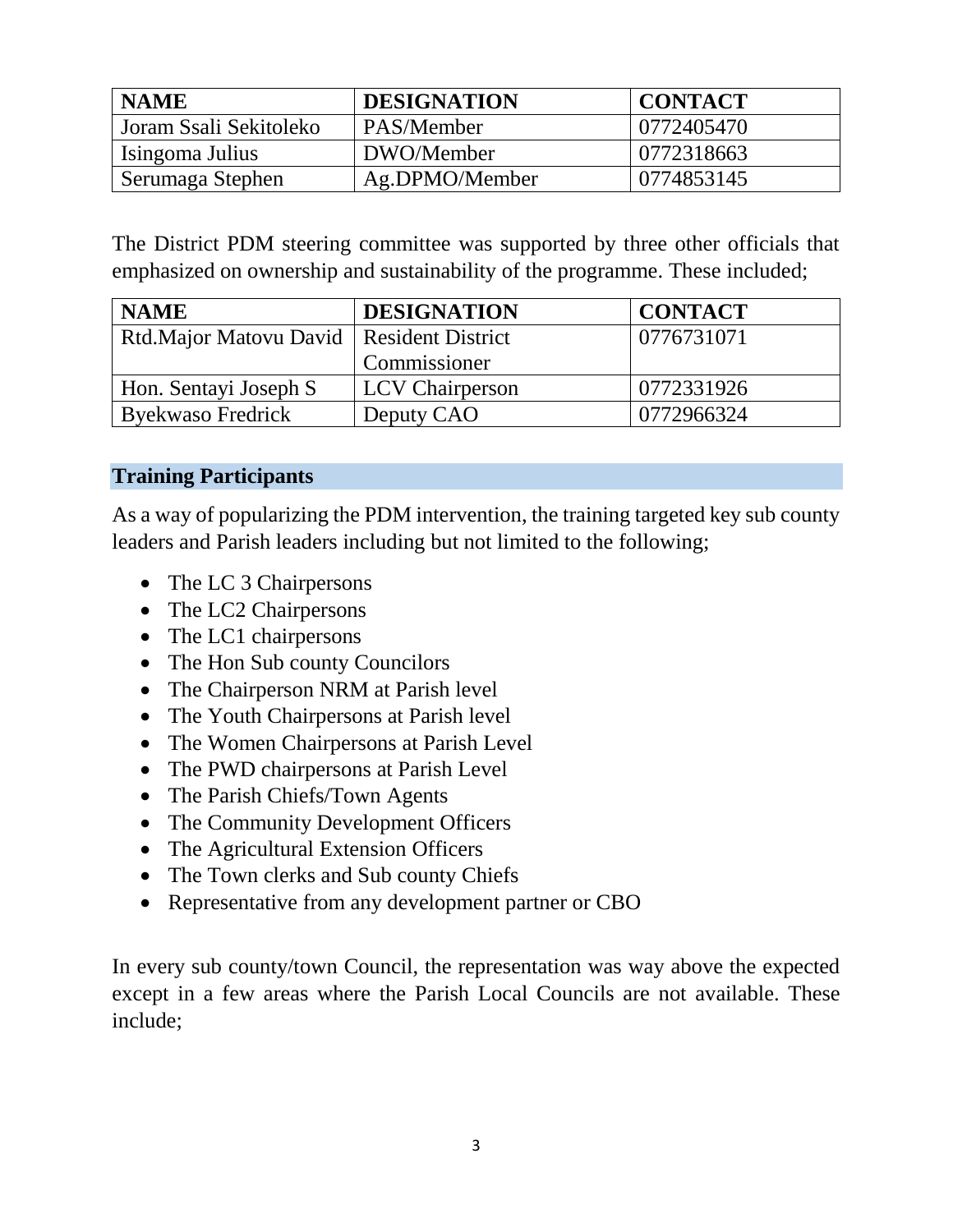| NAME | DESIGNATION | CONTACT |
|---|---|---|
| Joram Ssali Sekitoleko | PAS/Member | 0772405470 |
| Isingoma Julius | DWO/Member | 0772318663 |
| Serumaga Stephen | Ag.DPMO/Member | 0774853145 |

The District PDM steering committee was supported by three other officials that emphasized on ownership and sustainability of the programme. These included;

| NAME | DESIGNATION | CONTACT |
|---|---|---|
| Rtd.Major Matovu David | Resident District Commissioner | 0776731071 |
| Hon. Sentayi Joseph S | LCV Chairperson | 0772331926 |
| Byekwaso Fredrick | Deputy CAO | 0772966324 |

## Training Participants

As a way of popularizing the PDM intervention, the training targeted key sub county leaders and Parish leaders including but not limited to the following;

- The LC 3 Chairpersons
- The LC2 Chairpersons
- The LC1 chairpersons
- The Hon Sub county Councilors
- The Chairperson NRM at Parish level
- The Youth Chairpersons at Parish level
- The Women Chairpersons at Parish Level
- The PWD chairpersons at Parish Level
- The Parish Chiefs/Town Agents
- The Community Development Officers
- The Agricultural Extension Officers
- The Town clerks and Sub county Chiefs
- Representative from any development partner or CBO

In every sub county/town Council, the representation was way above the expected except in a few areas where the Parish Local Councils are not available. These include;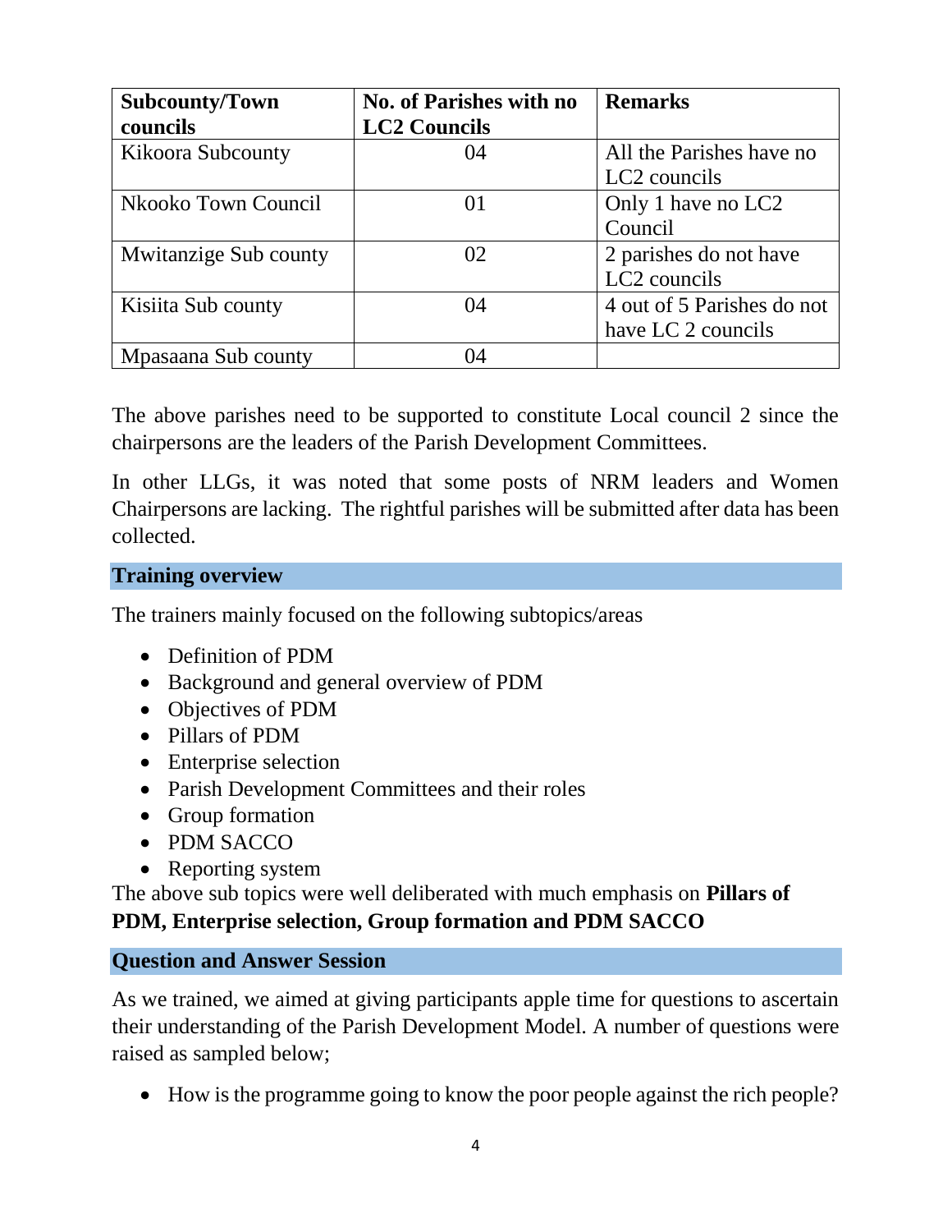| Subcounty/Town councils | No. of Parishes with no LC2 Councils | Remarks |
|---|---|---|
| Kikoora Subcounty | 04 | All the Parishes have no LC2 councils |
| Nkooko Town Council | 01 | Only 1 have no LC2 Council |
| Mwitanzige Sub county | 02 | 2 parishes do not have LC2 councils |
| Kisiita Sub county | 04 | 4 out of 5 Parishes do not have LC 2 councils |
| Mpasaana Sub county | 04 | |

The above parishes need to be supported to constitute Local council 2 since the chairpersons are the leaders of the Parish Development Committees.

In other LLGs, it was noted that some posts of NRM leaders and Women Chairpersons are lacking. The rightful parishes will be submitted after data has been collected.

## Training overview

The trainers mainly focused on the following subtopics/areas

- Definition of PDM
- Background and general overview of PDM
- Objectives of PDM
- Pillars of PDM
- Enterprise selection
- Parish Development Committees and their roles
- Group formation
- PDM SACCO
- Reporting system

The above sub topics were well deliberated with much emphasis on **Pillars of PDM, Enterprise selection, Group formation and PDM SACCO**

## Question and Answer Session

As we trained, we aimed at giving participants apple time for questions to ascertain their understanding of the Parish Development Model. A number of questions were raised as sampled below;

- How is the programme going to know the poor people against the rich people?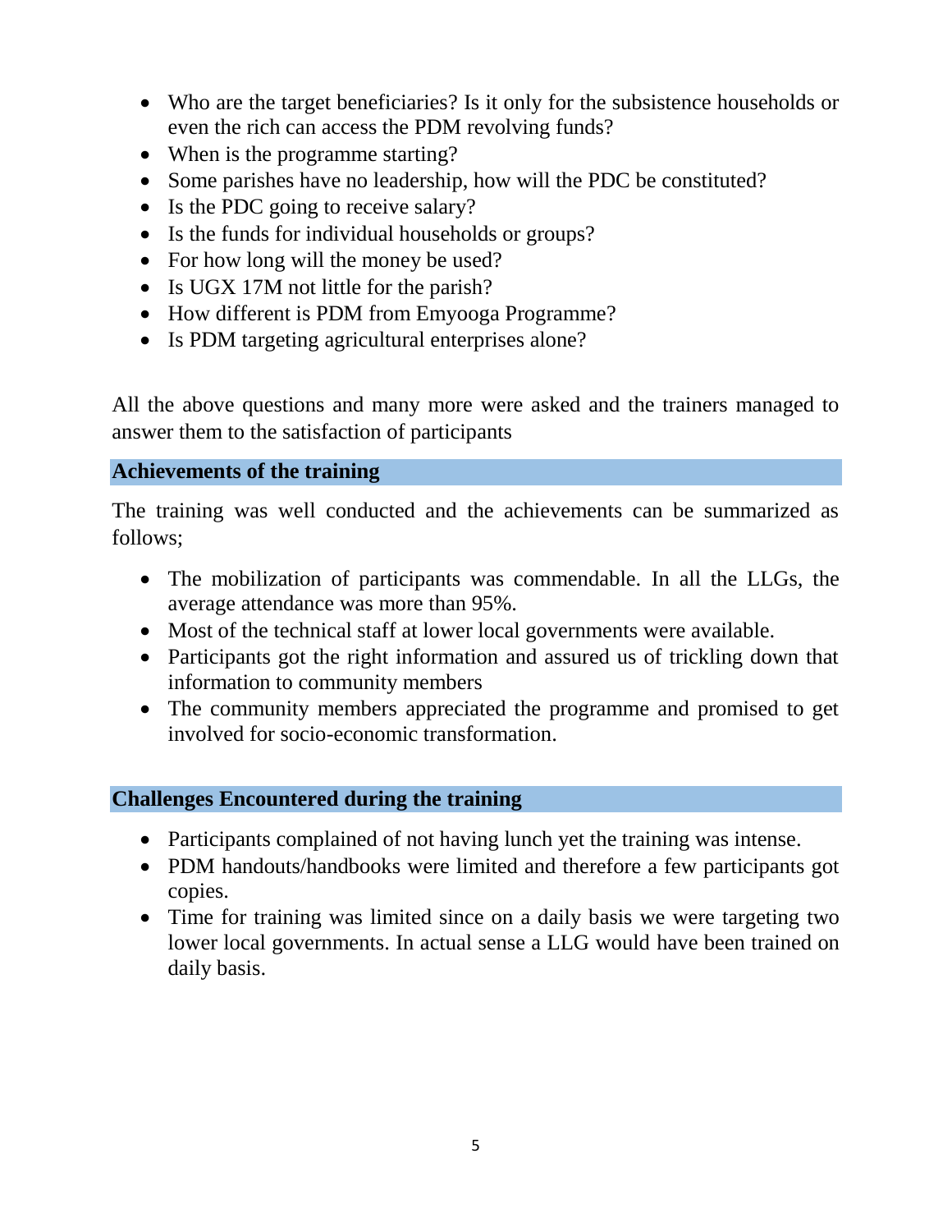- Who are the target beneficiaries? Is it only for the subsistence households or even the rich can access the PDM revolving funds?
- When is the programme starting?
- Some parishes have no leadership, how will the PDC be constituted?
- Is the PDC going to receive salary?
- Is the funds for individual households or groups?
- For how long will the money be used?
- Is UGX 17M not little for the parish?
- How different is PDM from Emyooga Programme?
- Is PDM targeting agricultural enterprises alone?

All the above questions and many more were asked and the trainers managed to answer them to the satisfaction of participants

## Achievements of the training

The training was well conducted and the achievements can be summarized as follows;

- The mobilization of participants was commendable. In all the LLGs, the average attendance was more than 95%.
- Most of the technical staff at lower local governments were available.
- Participants got the right information and assured us of trickling down that information to community members
- The community members appreciated the programme and promised to get involved for socio-economic transformation.

## Challenges Encountered during the training

- Participants complained of not having lunch yet the training was intense.
- PDM handouts/handbooks were limited and therefore a few participants got copies.
- Time for training was limited since on a daily basis we were targeting two lower local governments. In actual sense a LLG would have been trained on daily basis.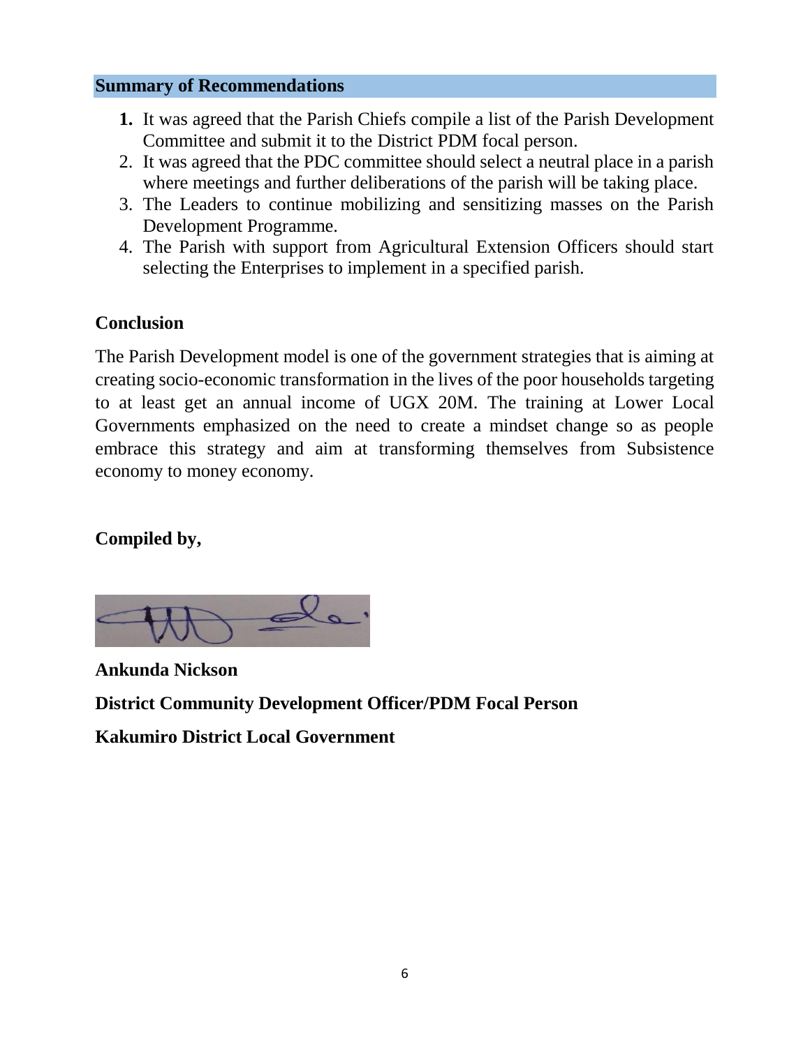## Summary of Recommendations

1. It was agreed that the Parish Chiefs compile a list of the Parish Development Committee and submit it to the District PDM focal person.
2. It was agreed that the PDC committee should select a neutral place in a parish where meetings and further deliberations of the parish will be taking place.
3. The Leaders to continue mobilizing and sensitizing masses on the Parish Development Programme.
4. The Parish with support from Agricultural Extension Officers should start selecting the Enterprises to implement in a specified parish.

## Conclusion

The Parish Development model is one of the government strategies that is aiming at creating socio-economic transformation in the lives of the poor households targeting to at least get an annual income of UGX 20M. The training at Lower Local Governments emphasized on the need to create a mindset change so as people embrace this strategy and aim at transforming themselves from Subsistence economy to money economy.

**Compiled by,**

**Ankunda Nickson**

**District Community Development Officer/PDM Focal Person**

**Kakumiro District Local Government**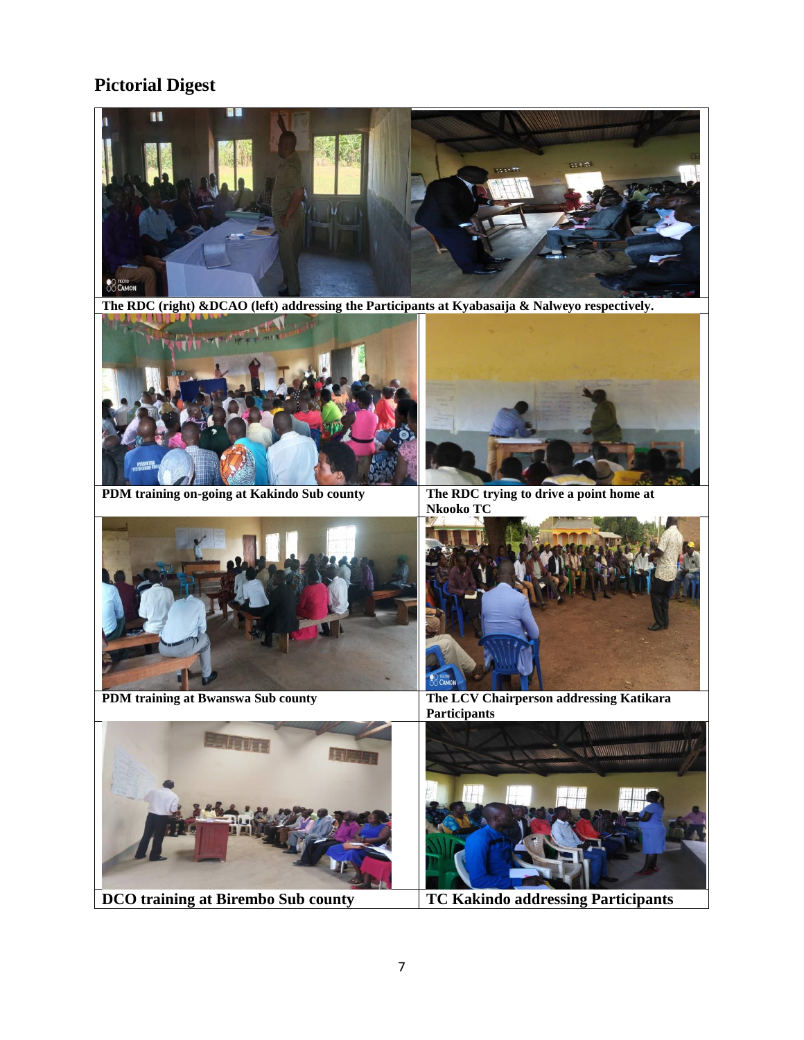## Pictorial Digest

The RDC (right) &DCAO (left) addressing the Participants at Kyabasaija & Nalweyo respectively.

PDM training on-going at Kakindo Sub county

The RDC trying to drive a point home at Nkooko TC

PDM training at Bwanswa Sub county

The LCV Chairperson addressing Katikara Participants

DCO training at Birembo Sub county

TC Kakindo addressing Participants